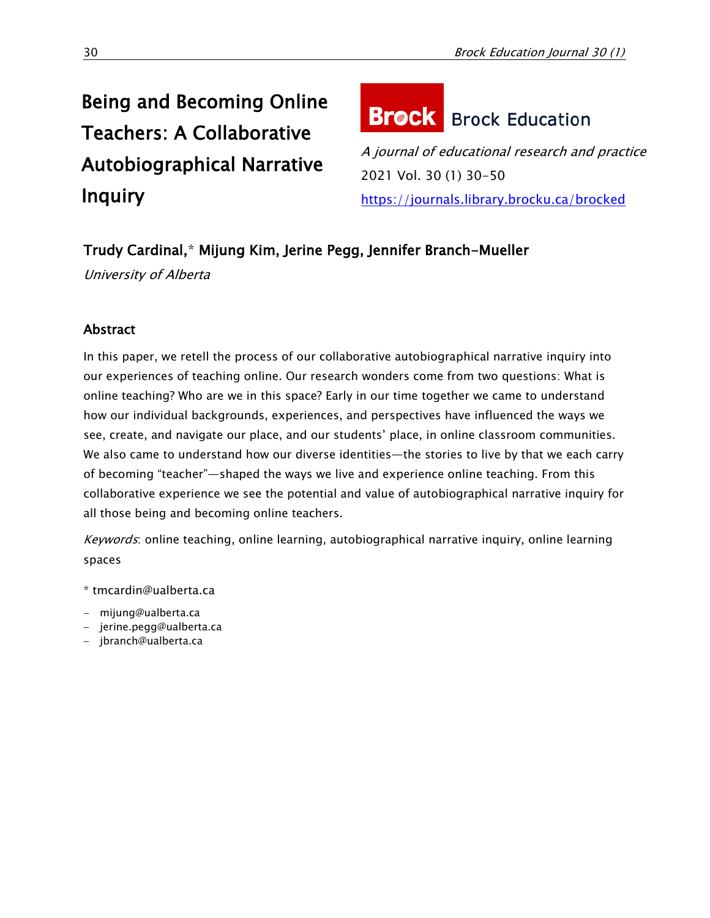# Being and Becoming Online Teachers: A Collaborative Autobiographical Narrative Inquiry

**Brock Education**

*A journal of educational research and practice*

2021 Vol. 30 (1) 30-50

https://journals.library.brocku.ca/brocked

**Trudy Cardinal,\* Mijung Kim, Jerine Pegg, Jennifer Branch-Mueller**

*University of Alberta*

## Abstract

In this paper, we retell the process of our collaborative autobiographical narrative inquiry into our experiences of teaching online. Our research wonders come from two questions: What is online teaching? Who are we in this space? Early in our time together we came to understand how our individual backgrounds, experiences, and perspectives have influenced the ways we see, create, and navigate our place, and our students' place, in online classroom communities. We also came to understand how our diverse identities—the stories to live by that we each carry of becoming "teacher"—shaped the ways we live and experience online teaching. From this collaborative experience we see the potential and value of autobiographical narrative inquiry for all those being and becoming online teachers.

*Keywords*: online teaching, online learning, autobiographical narrative inquiry, online learning spaces

\* tmcardin@ualberta.ca

- mijung@ualberta.ca
- jerine.pegg@ualberta.ca
- jbranch@ualberta.ca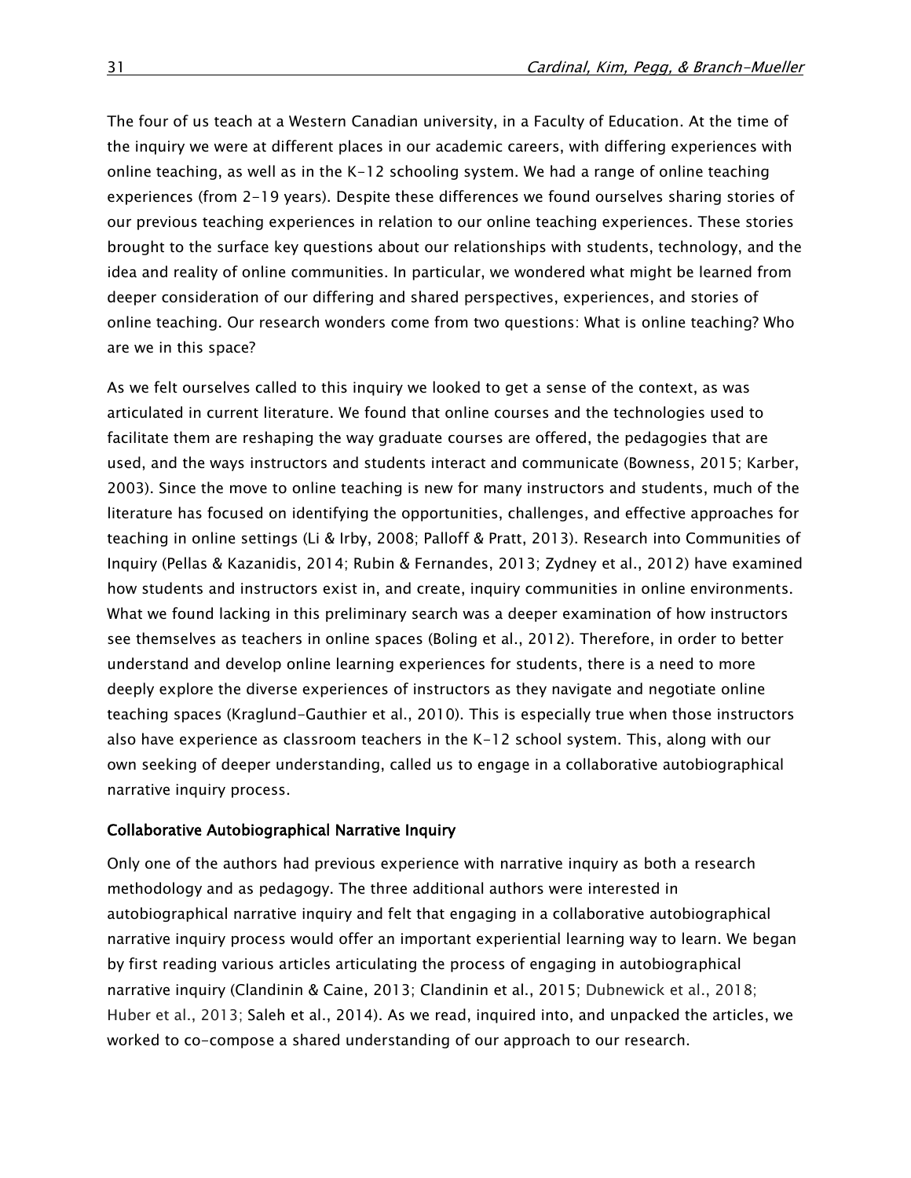The four of us teach at a Western Canadian university, in a Faculty of Education. At the time of the inquiry we were at different places in our academic careers, with differing experiences with online teaching, as well as in the K-12 schooling system. We had a range of online teaching experiences (from 2-19 years). Despite these differences we found ourselves sharing stories of our previous teaching experiences in relation to our online teaching experiences. These stories brought to the surface key questions about our relationships with students, technology, and the idea and reality of online communities. In particular, we wondered what might be learned from deeper consideration of our differing and shared perspectives, experiences, and stories of online teaching. Our research wonders come from two questions: What is online teaching? Who are we in this space?

As we felt ourselves called to this inquiry we looked to get a sense of the context, as was articulated in current literature. We found that online courses and the technologies used to facilitate them are reshaping the way graduate courses are offered, the pedagogies that are used, and the ways instructors and students interact and communicate (Bowness, 2015; Karber, 2003). Since the move to online teaching is new for many instructors and students, much of the literature has focused on identifying the opportunities, challenges, and effective approaches for teaching in online settings (Li & Irby, 2008; Palloff & Pratt, 2013). Research into Communities of Inquiry (Pellas & Kazanidis, 2014; Rubin & Fernandes, 2013; Zydney et al., 2012) have examined how students and instructors exist in, and create, inquiry communities in online environments. What we found lacking in this preliminary search was a deeper examination of how instructors see themselves as teachers in online spaces (Boling et al., 2012). Therefore, in order to better understand and develop online learning experiences for students, there is a need to more deeply explore the diverse experiences of instructors as they navigate and negotiate online teaching spaces (Kraglund-Gauthier et al., 2010). This is especially true when those instructors also have experience as classroom teachers in the K-12 school system. This, along with our own seeking of deeper understanding, called us to engage in a collaborative autobiographical narrative inquiry process.

## Collaborative Autobiographical Narrative Inquiry

Only one of the authors had previous experience with narrative inquiry as both a research methodology and as pedagogy. The three additional authors were interested in autobiographical narrative inquiry and felt that engaging in a collaborative autobiographical narrative inquiry process would offer an important experiential learning way to learn. We began by first reading various articles articulating the process of engaging in autobiographical narrative inquiry (Clandinin & Caine, 2013; Clandinin et al., 2015; Dubnewick et al., 2018; Huber et al., 2013; Saleh et al., 2014). As we read, inquired into, and unpacked the articles, we worked to co-compose a shared understanding of our approach to our research.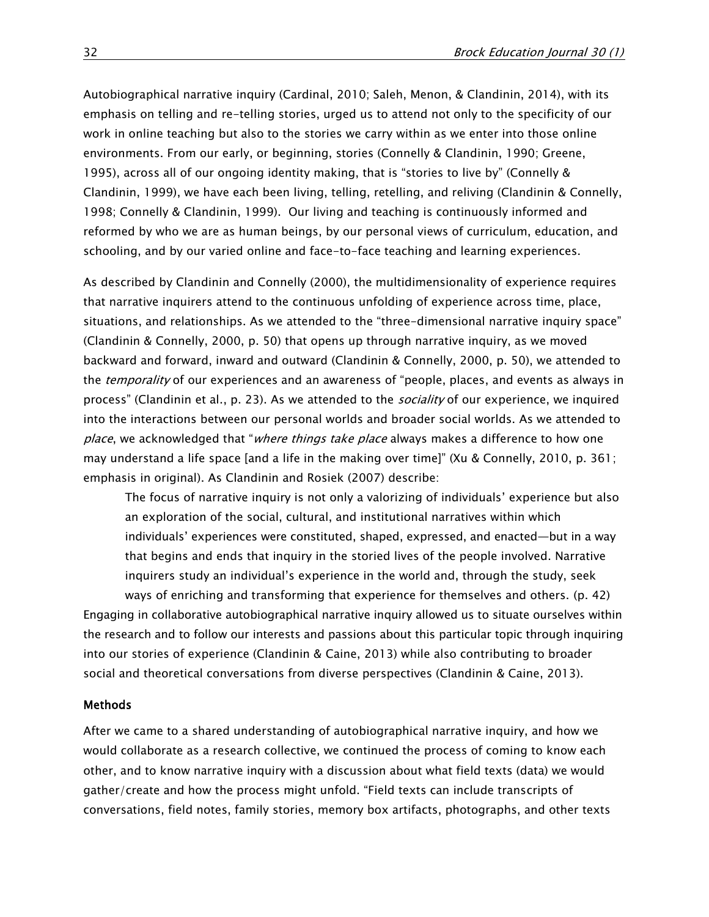Autobiographical narrative inquiry (Cardinal, 2010; Saleh, Menon, & Clandinin, 2014), with its emphasis on telling and re-telling stories, urged us to attend not only to the specificity of our work in online teaching but also to the stories we carry within as we enter into those online environments. From our early, or beginning, stories (Connelly & Clandinin, 1990; Greene, 1995), across all of our ongoing identity making, that is "stories to live by" (Connelly & Clandinin, 1999), we have each been living, telling, retelling, and reliving (Clandinin & Connelly, 1998; Connelly & Clandinin, 1999). Our living and teaching is continuously informed and reformed by who we are as human beings, by our personal views of curriculum, education, and schooling, and by our varied online and face-to-face teaching and learning experiences.

As described by Clandinin and Connelly (2000), the multidimensionality of experience requires that narrative inquirers attend to the continuous unfolding of experience across time, place, situations, and relationships. As we attended to the "three-dimensional narrative inquiry space" (Clandinin & Connelly, 2000, p. 50) that opens up through narrative inquiry, as we moved backward and forward, inward and outward (Clandinin & Connelly, 2000, p. 50), we attended to the *temporality* of our experiences and an awareness of "people, places, and events as always in process" (Clandinin et al., p. 23). As we attended to the *sociality* of our experience, we inquired into the interactions between our personal worlds and broader social worlds. As we attended to *place*, we acknowledged that "*where things take place* always makes a difference to how one may understand a life space [and a life in the making over time]" (Xu & Connelly, 2010, p. 361; emphasis in original). As Clandinin and Rosiek (2007) describe:

> The focus of narrative inquiry is not only a valorizing of individuals' experience but also an exploration of the social, cultural, and institutional narratives within which individuals' experiences were constituted, shaped, expressed, and enacted—but in a way that begins and ends that inquiry in the storied lives of the people involved. Narrative inquirers study an individual's experience in the world and, through the study, seek ways of enriching and transforming that experience for themselves and others. (p. 42)

Engaging in collaborative autobiographical narrative inquiry allowed us to situate ourselves within the research and to follow our interests and passions about this particular topic through inquiring into our stories of experience (Clandinin & Caine, 2013) while also contributing to broader social and theoretical conversations from diverse perspectives (Clandinin & Caine, 2013).

## Methods

After we came to a shared understanding of autobiographical narrative inquiry, and how we would collaborate as a research collective, we continued the process of coming to know each other, and to know narrative inquiry with a discussion about what field texts (data) we would gather/create and how the process might unfold. "Field texts can include transcripts of conversations, field notes, family stories, memory box artifacts, photographs, and other texts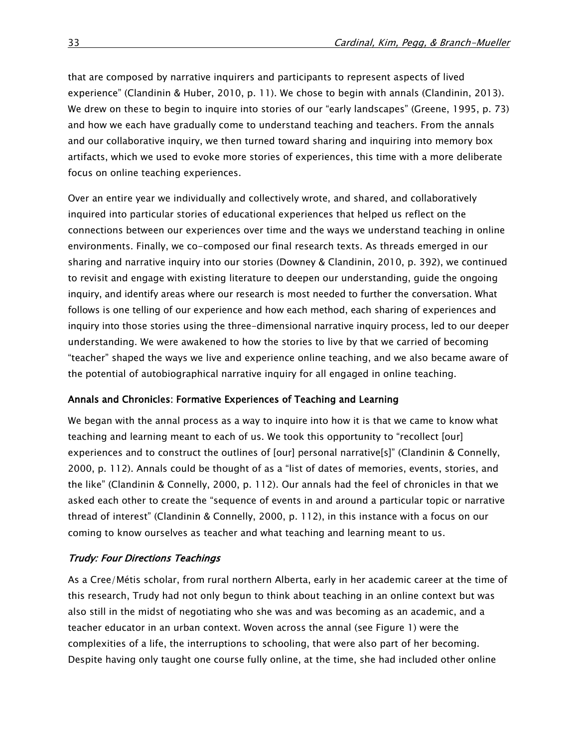that are composed by narrative inquirers and participants to represent aspects of lived experience" (Clandinin & Huber, 2010, p. 11). We chose to begin with annals (Clandinin, 2013). We drew on these to begin to inquire into stories of our "early landscapes" (Greene, 1995, p. 73) and how we each have gradually come to understand teaching and teachers. From the annals and our collaborative inquiry, we then turned toward sharing and inquiring into memory box artifacts, which we used to evoke more stories of experiences, this time with a more deliberate focus on online teaching experiences.

Over an entire year we individually and collectively wrote, and shared, and collaboratively inquired into particular stories of educational experiences that helped us reflect on the connections between our experiences over time and the ways we understand teaching in online environments. Finally, we co-composed our final research texts. As threads emerged in our sharing and narrative inquiry into our stories (Downey & Clandinin, 2010, p. 392), we continued to revisit and engage with existing literature to deepen our understanding, guide the ongoing inquiry, and identify areas where our research is most needed to further the conversation. What follows is one telling of our experience and how each method, each sharing of experiences and inquiry into those stories using the three-dimensional narrative inquiry process, led to our deeper understanding. We were awakened to how the stories to live by that we carried of becoming "teacher" shaped the ways we live and experience online teaching, and we also became aware of the potential of autobiographical narrative inquiry for all engaged in online teaching.

### Annals and Chronicles: Formative Experiences of Teaching and Learning

We began with the annal process as a way to inquire into how it is that we came to know what teaching and learning meant to each of us. We took this opportunity to "recollect [our] experiences and to construct the outlines of [our] personal narrative[s]" (Clandinin & Connelly, 2000, p. 112). Annals could be thought of as a "list of dates of memories, events, stories, and the like" (Clandinin & Connelly, 2000, p. 112). Our annals had the feel of chronicles in that we asked each other to create the "sequence of events in and around a particular topic or narrative thread of interest" (Clandinin & Connelly, 2000, p. 112), in this instance with a focus on our coming to know ourselves as teacher and what teaching and learning meant to us.

#### *Trudy: Four Directions Teachings*

As a Cree/Métis scholar, from rural northern Alberta, early in her academic career at the time of this research, Trudy had not only begun to think about teaching in an online context but was also still in the midst of negotiating who she was and was becoming as an academic, and a teacher educator in an urban context. Woven across the annal (see Figure 1) were the complexities of a life, the interruptions to schooling, that were also part of her becoming. Despite having only taught one course fully online, at the time, she had included other online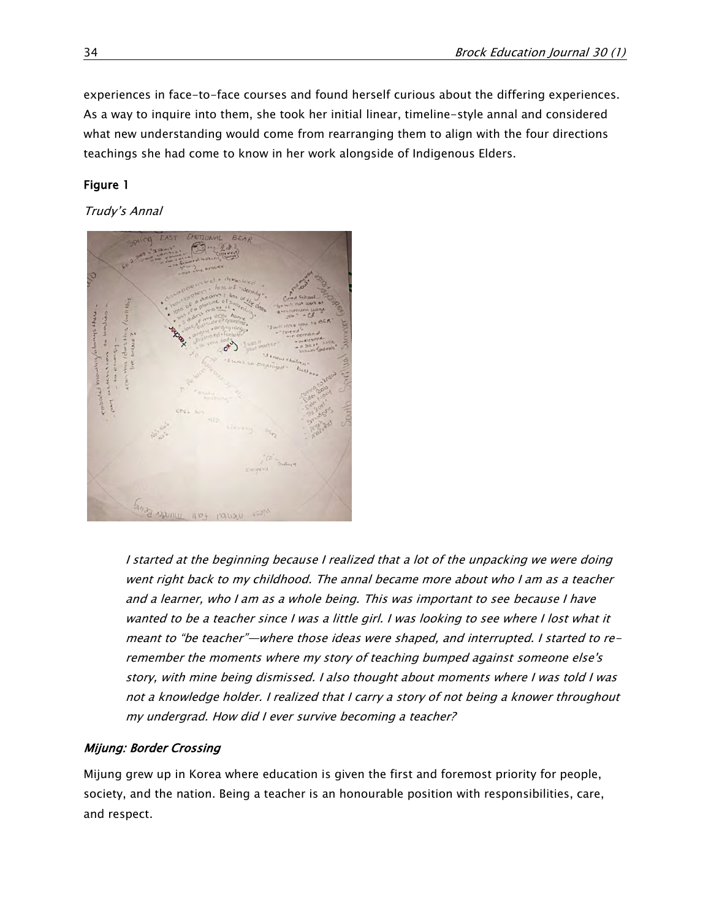experiences in face-to-face courses and found herself curious about the differing experiences. As a way to inquire into them, she took her initial linear, timeline-style annal and considered what new understanding would come from rearranging them to align with the four directions teachings she had come to know in her work alongside of Indigenous Elders.

**Figure 1**

*Trudy's Annal*

> *I started at the beginning because I realized that a lot of the unpacking we were doing went right back to my childhood. The annal became more about who I am as a teacher and a learner, who I am as a whole being. This was important to see because I have wanted to be a teacher since I was a little girl. I was looking to see where I lost what it meant to "be teacher"—where those ideas were shaped, and interrupted. I started to re-remember the moments where my story of teaching bumped against someone else's story, with mine being dismissed. I also thought about moments where I was told I was not a knowledge holder. I realized that I carry a story of not being a knower throughout my undergrad. How did I ever survive becoming a teacher?*

### *Mijung: Border Crossing*

Mijung grew up in Korea where education is given the first and foremost priority for people, society, and the nation. Being a teacher is an honourable position with responsibilities, care, and respect.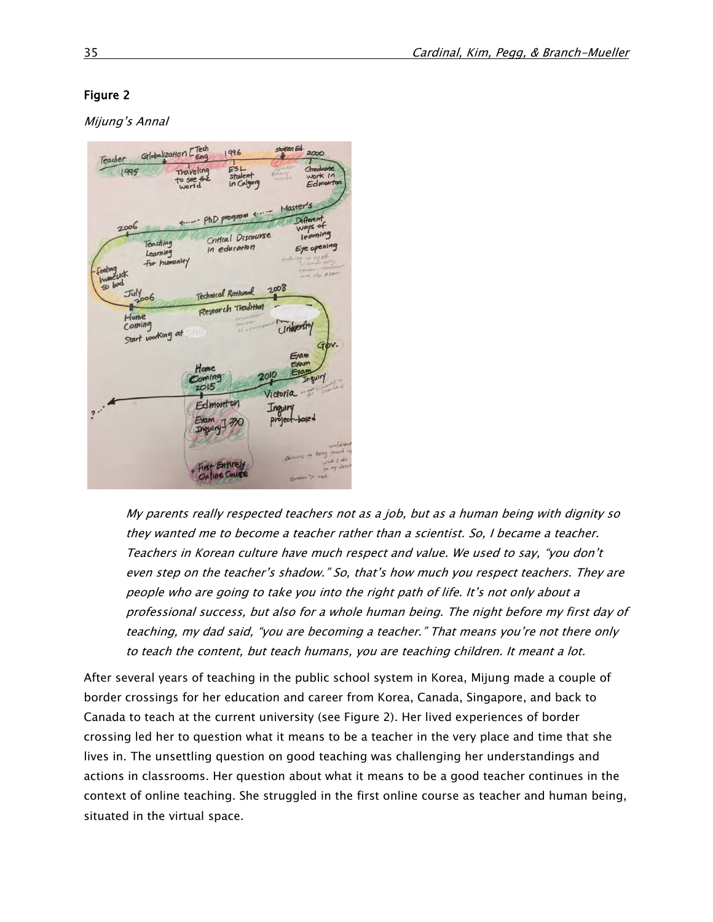**Figure 2**

*Mijung's Annal*

> *My parents really respected teachers not as a job, but as a human being with dignity so they wanted me to become a teacher rather than a scientist. So, I became a teacher. Teachers in Korean culture have much respect and value. We used to say, "you don't even step on the teacher's shadow." So, that's how much you respect teachers. They are people who are going to take you into the right path of life. It's not only about a professional success, but also for a whole human being. The night before my first day of teaching, my dad said, "you are becoming a teacher." That means you're not there only to teach the content, but teach humans, you are teaching children. It meant a lot.*

After several years of teaching in the public school system in Korea, Mijung made a couple of border crossings for her education and career from Korea, Canada, Singapore, and back to Canada to teach at the current university (see Figure 2). Her lived experiences of border crossing led her to question what it means to be a teacher in the very place and time that she lives in. The unsettling question on good teaching was challenging her understandings and actions in classrooms. Her question about what it means to be a good teacher continues in the context of online teaching. She struggled in the first online course as teacher and human being, situated in the virtual space.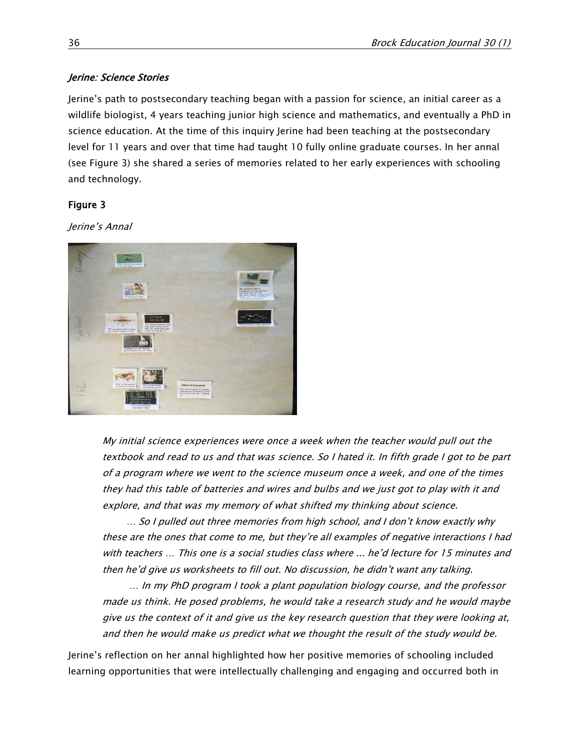### *Jerine: Science Stories*

Jerine's path to postsecondary teaching began with a passion for science, an initial career as a wildlife biologist, 4 years teaching junior high science and mathematics, and eventually a PhD in science education. At the time of this inquiry Jerine had been teaching at the postsecondary level for 11 years and over that time had taught 10 fully online graduate courses. In her annal (see Figure 3) she shared a series of memories related to her early experiences with schooling and technology.

**Figure 3**

*Jerine's Annal*

> *My initial science experiences were once a week when the teacher would pull out the textbook and read to us and that was science. So I hated it. In fifth grade I got to be part of a program where we went to the science museum once a week, and one of the times they had this table of batteries and wires and bulbs and we just got to play with it and explore, and that was my memory of what shifted my thinking about science.*
>
> *… So I pulled out three memories from high school, and I don't know exactly why these are the ones that come to me, but they're all examples of negative interactions I had with teachers … This one is a social studies class where ... he'd lecture for 15 minutes and then he'd give us worksheets to fill out. No discussion, he didn't want any talking.*
>
> *… In my PhD program I took a plant population biology course, and the professor made us think. He posed problems, he would take a research study and he would maybe give us the context of it and give us the key research question that they were looking at, and then he would make us predict what we thought the result of the study would be.*

Jerine's reflection on her annal highlighted how her positive memories of schooling included learning opportunities that were intellectually challenging and engaging and occurred both in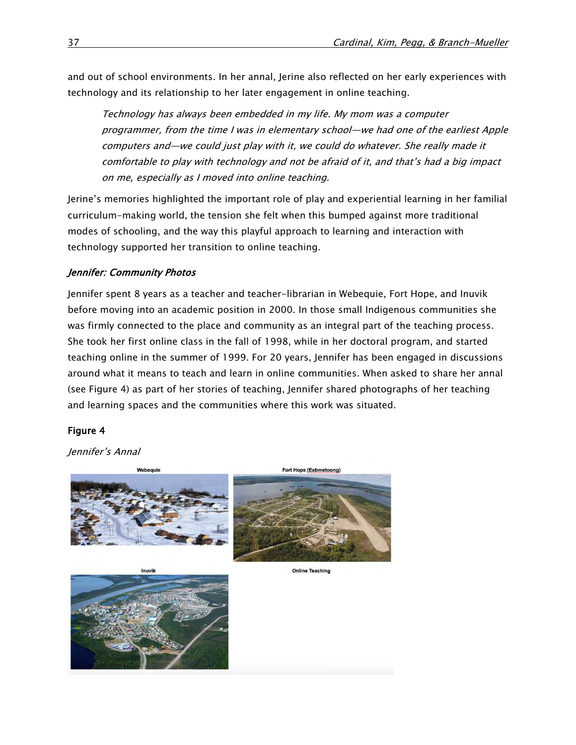and out of school environments. In her annal, Jerine also reflected on her early experiences with technology and its relationship to her later engagement in online teaching.

> *Technology has always been embedded in my life. My mom was a computer programmer, from the time I was in elementary school—we had one of the earliest Apple computers and—we could just play with it, we could do whatever. She really made it comfortable to play with technology and not be afraid of it, and that's had a big impact on me, especially as I moved into online teaching.*

Jerine's memories highlighted the important role of play and experiential learning in her familial curriculum-making world, the tension she felt when this bumped against more traditional modes of schooling, and the way this playful approach to learning and interaction with technology supported her transition to online teaching.

### *Jennifer: Community Photos*

Jennifer spent 8 years as a teacher and teacher-librarian in Webequie, Fort Hope, and Inuvik before moving into an academic position in 2000. In those small Indigenous communities she was firmly connected to the place and community as an integral part of the teaching process. She took her first online class in the fall of 1998, while in her doctoral program, and started teaching online in the summer of 1999. For 20 years, Jennifer has been engaged in discussions around what it means to teach and learn in online communities. When asked to share her annal (see Figure 4) as part of her stories of teaching, Jennifer shared photographs of her teaching and learning spaces and the communities where this work was situated.

**Figure 4**

*Jennifer's Annal*

Webequie

Fort Hope (Eabmetoong)

Inuvik

Online Teaching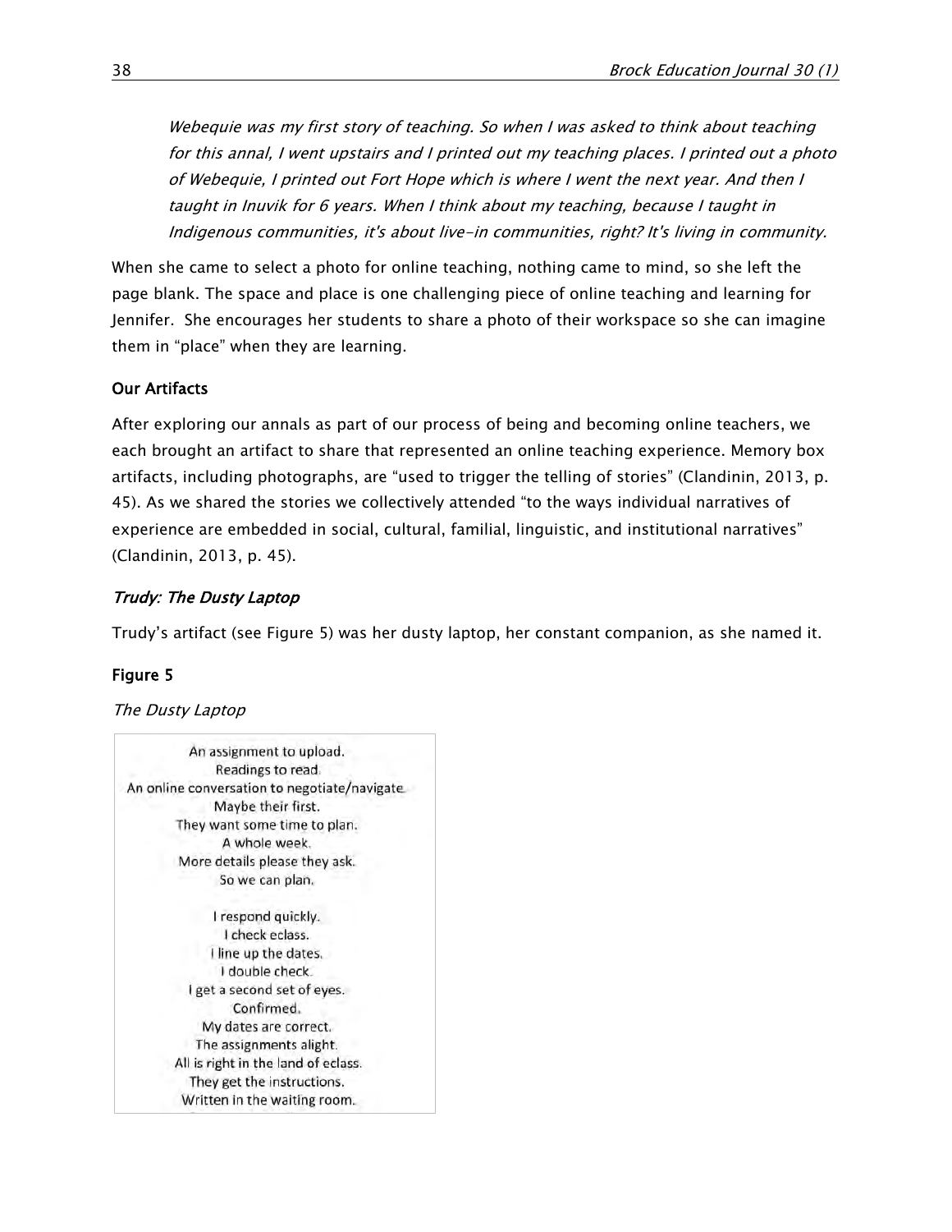*Webequie was my first story of teaching. So when I was asked to think about teaching for this annal, I went upstairs and I printed out my teaching places. I printed out a photo of Webequie, I printed out Fort Hope which is where I went the next year. And then I taught in Inuvik for 6 years. When I think about my teaching, because I taught in Indigenous communities, it's about live-in communities, right? It's living in community.*

When she came to select a photo for online teaching, nothing came to mind, so she left the page blank. The space and place is one challenging piece of online teaching and learning for Jennifer. She encourages her students to share a photo of their workspace so she can imagine them in "place" when they are learning.

### Our Artifacts

After exploring our annals as part of our process of being and becoming online teachers, we each brought an artifact to share that represented an online teaching experience. Memory box artifacts, including photographs, are "used to trigger the telling of stories" (Clandinin, 2013, p. 45). As we shared the stories we collectively attended "to the ways individual narratives of experience are embedded in social, cultural, familial, linguistic, and institutional narratives" (Clandinin, 2013, p. 45).

#### *Trudy: The Dusty Laptop*

Trudy's artifact (see Figure 5) was her dusty laptop, her constant companion, as she named it.

**Figure 5**

*The Dusty Laptop*

An assignment to upload.
Readings to read.
An online conversation to negotiate/navigate.
Maybe their first.
They want some time to plan.
A whole week.
More details please they ask.
So we can plan.

I respond quickly.
I check eclass.
I line up the dates.
I double check.
I get a second set of eyes.
Confirmed.
My dates are correct.
The assignments alight.
All is right in the land of eclass.
They get the instructions.
Written in the waiting room.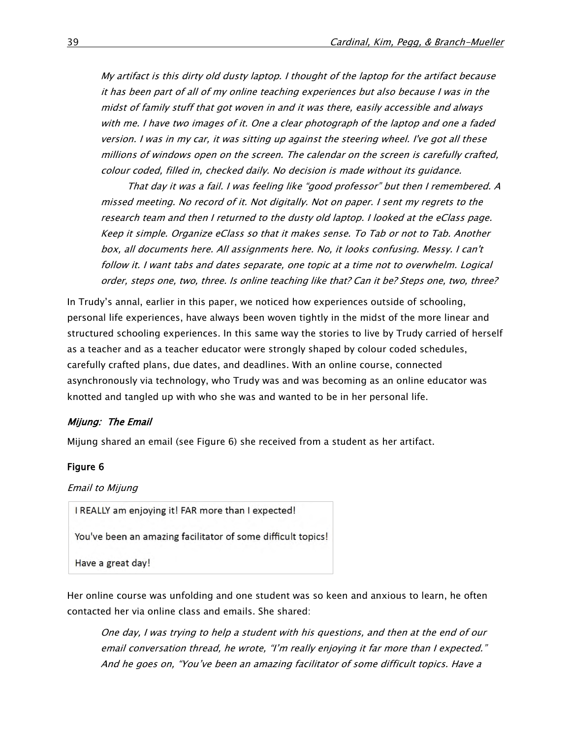> *My artifact is this dirty old dusty laptop. I thought of the laptop for the artifact because it has been part of all of my online teaching experiences but also because I was in the midst of family stuff that got woven in and it was there, easily accessible and always with me. I have two images of it. One a clear photograph of the laptop and one a faded version. I was in my car, it was sitting up against the steering wheel. I've got all these millions of windows open on the screen. The calendar on the screen is carefully crafted, colour coded, filled in, checked daily. No decision is made without its guidance.*
>
> *That day it was a fail. I was feeling like "good professor" but then I remembered. A missed meeting. No record of it. Not digitally. Not on paper. I sent my regrets to the research team and then I returned to the dusty old laptop. I looked at the eClass page. Keep it simple. Organize eClass so that it makes sense. To Tab or not to Tab. Another box, all documents here. All assignments here. No, it looks confusing. Messy. I can't follow it. I want tabs and dates separate, one topic at a time not to overwhelm. Logical order, steps one, two, three. Is online teaching like that? Can it be? Steps one, two, three?*

In Trudy's annal, earlier in this paper, we noticed how experiences outside of schooling, personal life experiences, have always been woven tightly in the midst of the more linear and structured schooling experiences. In this same way the stories to live by Trudy carried of herself as a teacher and as a teacher educator were strongly shaped by colour coded schedules, carefully crafted plans, due dates, and deadlines. With an online course, connected asynchronously via technology, who Trudy was and was becoming as an online educator was knotted and tangled up with who she was and wanted to be in her personal life.

### *Mijung: The Email*

Mijung shared an email (see Figure 6) she received from a student as her artifact.

**Figure 6**

*Email to Mijung*

> I REALLY am enjoying it! FAR more than I expected!
>
> You've been an amazing facilitator of some difficult topics!
>
> Have a great day!

Her online course was unfolding and one student was so keen and anxious to learn, he often contacted her via online class and emails. She shared:

> *One day, I was trying to help a student with his questions, and then at the end of our email conversation thread, he wrote, "I'm really enjoying it far more than I expected." And he goes on, "You've been an amazing facilitator of some difficult topics. Have a*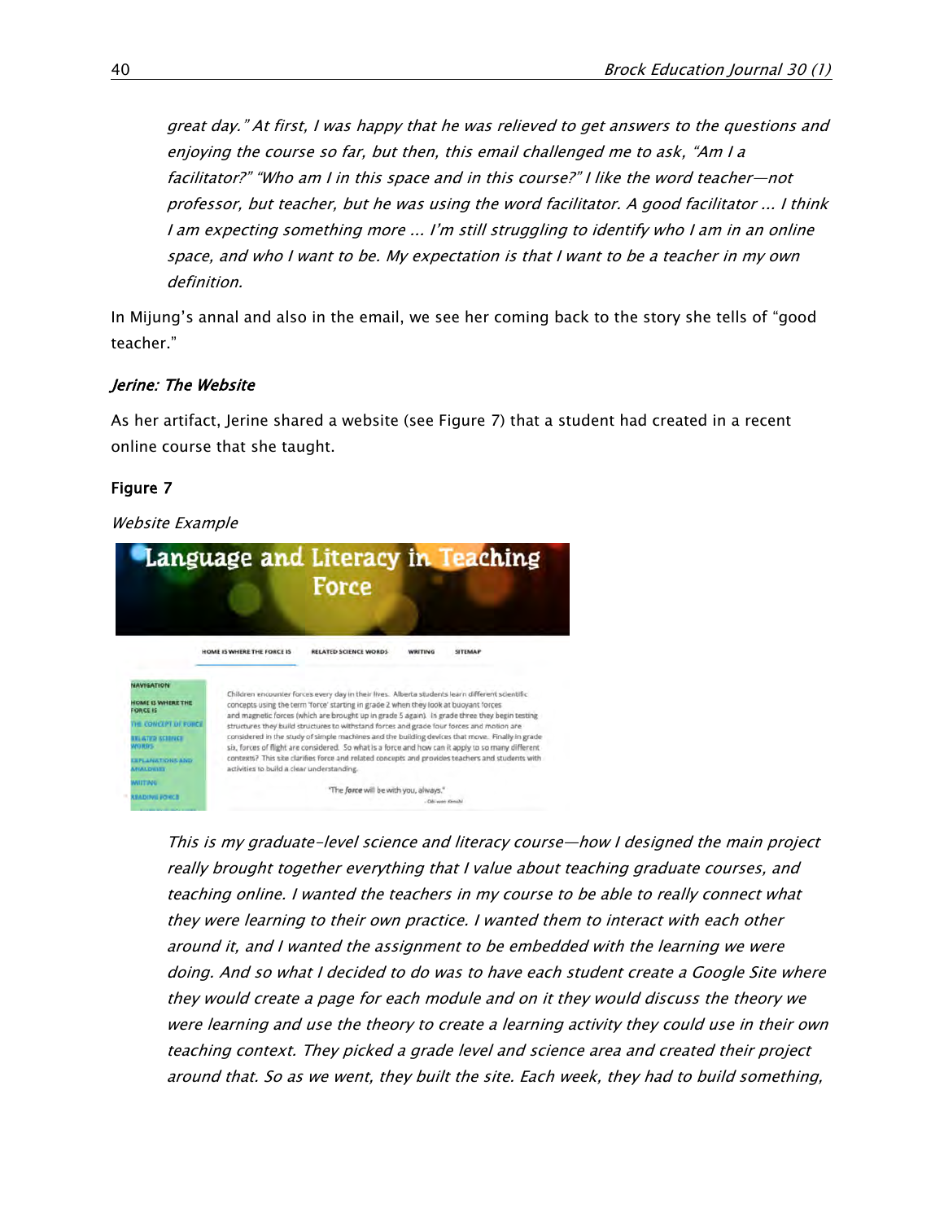> *great day." At first, I was happy that he was relieved to get answers to the questions and enjoying the course so far, but then, this email challenged me to ask, "Am I a facilitator?" "Who am I in this space and in this course?" I like the word teacher—not professor, but teacher, but he was using the word facilitator. A good facilitator ... I think I am expecting something more ... I'm still struggling to identify who I am in an online space, and who I want to be. My expectation is that I want to be a teacher in my own definition.*

In Mijung's annal and also in the email, we see her coming back to the story she tells of "good teacher."

### *Jerine: The Website*

As her artifact, Jerine shared a website (see Figure 7) that a student had created in a recent online course that she taught.

**Figure 7**

*Website Example*

> *This is my graduate-level science and literacy course—how I designed the main project really brought together everything that I value about teaching graduate courses, and teaching online. I wanted the teachers in my course to be able to really connect what they were learning to their own practice. I wanted them to interact with each other around it, and I wanted the assignment to be embedded with the learning we were doing. And so what I decided to do was to have each student create a Google Site where they would create a page for each module and on it they would discuss the theory we were learning and use the theory to create a learning activity they could use in their own teaching context. They picked a grade level and science area and created their project around that. So as we went, they built the site. Each week, they had to build something,*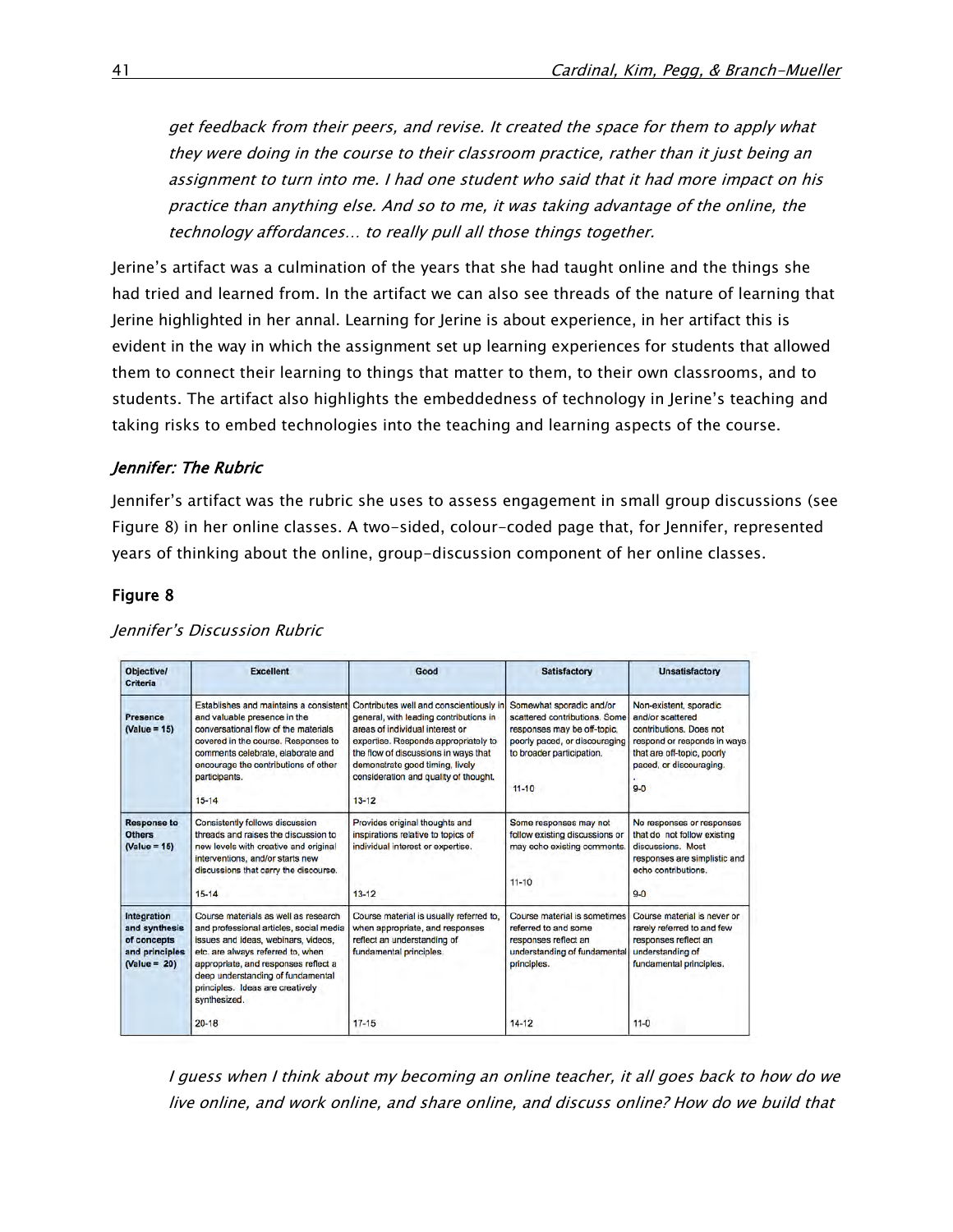*get feedback from their peers, and revise. It created the space for them to apply what they were doing in the course to their classroom practice, rather than it just being an assignment to turn into me. I had one student who said that it had more impact on his practice than anything else. And so to me, it was taking advantage of the online, the technology affordances… to really pull all those things together.*

Jerine's artifact was a culmination of the years that she had taught online and the things she had tried and learned from. In the artifact we can also see threads of the nature of learning that Jerine highlighted in her annal. Learning for Jerine is about experience, in her artifact this is evident in the way in which the assignment set up learning experiences for students that allowed them to connect their learning to things that matter to them, to their own classrooms, and to students. The artifact also highlights the embeddedness of technology in Jerine's teaching and taking risks to embed technologies into the teaching and learning aspects of the course.

### *Jennifer: The Rubric*

Jennifer's artifact was the rubric she uses to assess engagement in small group discussions (see Figure 8) in her online classes. A two-sided, colour-coded page that, for Jennifer, represented years of thinking about the online, group-discussion component of her online classes.

**Figure 8**

*Jennifer's Discussion Rubric*

| Objective/ Criteria | Excellent | Good | Satisfactory | Unsatisfactory |
|---|---|---|---|---|
| Presence (Value = 15) | Establishes and maintains a consistent and valuable presence in the conversational flow of the materials covered in the course. Responses to comments celebrate, elaborate and encourage the contributions of other participants. 15-14 | Contributes well and conscientiously in general, with leading contributions in areas of individual interest or expertise. Responds appropriately to the flow of discussions in ways that demonstrate good timing, lively consideration and quality of thought. 13-12 | Somewhat sporadic and/or scattered contributions. Some responses may be off-topic, poorly paced, or discouraging to broader participation. 11-10 | Non-existent, sporadic and/or scattered contributions. Does not respond or responds in ways that are off-topic, poorly paced, or discouraging. 9-0 |
| Response to Others (Value = 15) | Consistently follows discussion threads and raises the discussion to new levels with creative and original interventions, and/or starts new discussions that carry the discourse. 15-14 | Provides original thoughts and inspirations relative to topics of individual interest or expertise. 13-12 | Some responses may not follow existing discussions or may echo existing comments. 11-10 | No responses or responses that do not follow existing discussions. Most responses are simplistic and echo contributions. 9-0 |
| Integration and synthesis of concepts and principles (Value = 20) | Course materials as well as research and professional articles, social media issues and ideas, webinars, videos, etc. are always referred to, when appropriate, and responses reflect a deep understanding of fundamental principles. Ideas are creatively synthesized. 20-18 | Course material is usually referred to, when appropriate, and responses reflect an understanding of fundamental principles. 17-15 | Course material is sometimes referred to and some responses reflect an understanding of fundamental principles. 14-12 | Course material is never or rarely referred to and few responses reflect an understanding of fundamental principles. 11-0 |

*I guess when I think about my becoming an online teacher, it all goes back to how do we live online, and work online, and share online, and discuss online? How do we build that*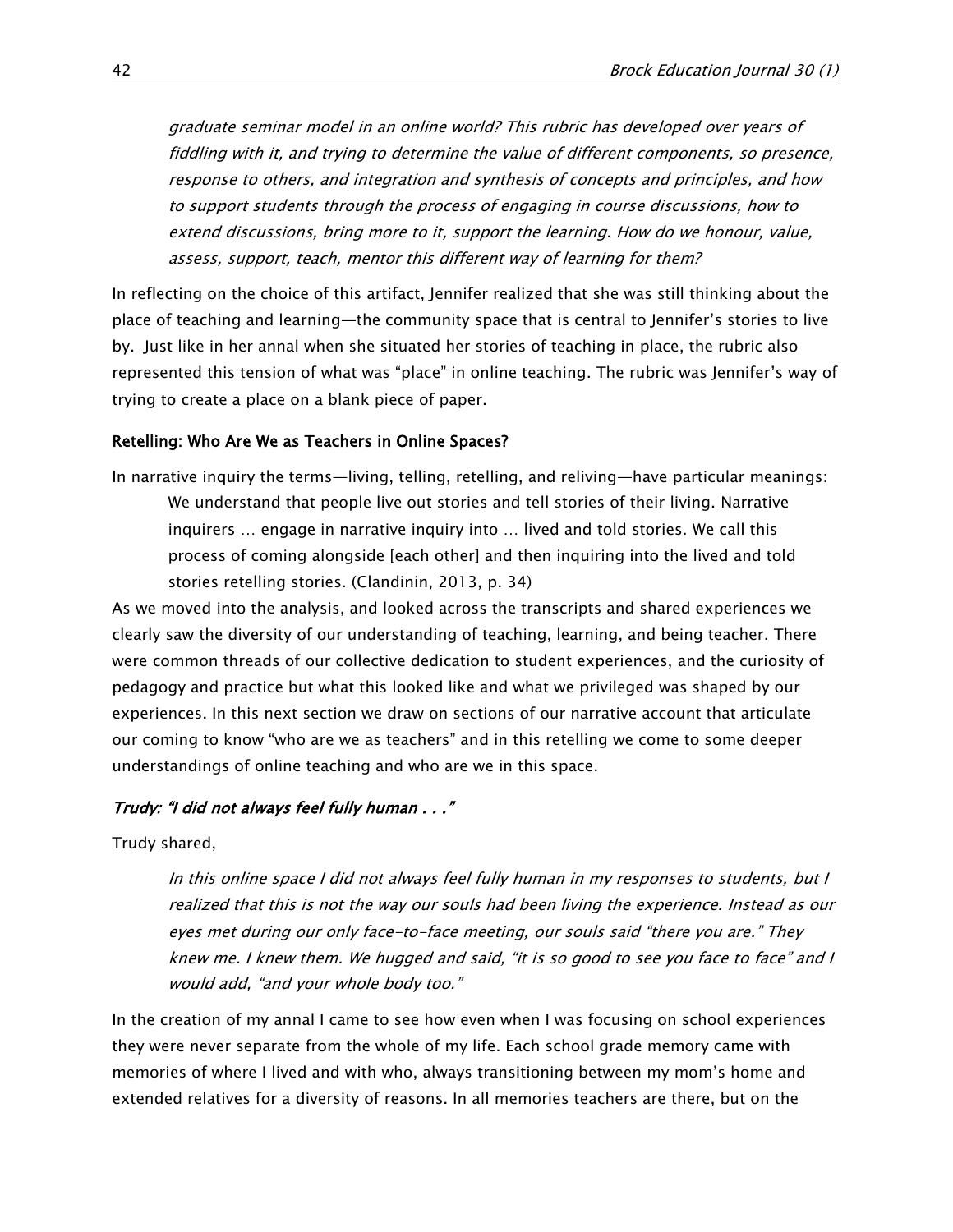*graduate seminar model in an online world? This rubric has developed over years of fiddling with it, and trying to determine the value of different components, so presence, response to others, and integration and synthesis of concepts and principles, and how to support students through the process of engaging in course discussions, how to extend discussions, bring more to it, support the learning. How do we honour, value, assess, support, teach, mentor this different way of learning for them?*

In reflecting on the choice of this artifact, Jennifer realized that she was still thinking about the place of teaching and learning—the community space that is central to Jennifer's stories to live by. Just like in her annal when she situated her stories of teaching in place, the rubric also represented this tension of what was "place" in online teaching. The rubric was Jennifer's way of trying to create a place on a blank piece of paper.

### Retelling: Who Are We as Teachers in Online Spaces?

In narrative inquiry the terms—living, telling, retelling, and reliving—have particular meanings:

> We understand that people live out stories and tell stories of their living. Narrative inquirers … engage in narrative inquiry into … lived and told stories. We call this process of coming alongside [each other] and then inquiring into the lived and told stories retelling stories. (Clandinin, 2013, p. 34)

As we moved into the analysis, and looked across the transcripts and shared experiences we clearly saw the diversity of our understanding of teaching, learning, and being teacher. There were common threads of our collective dedication to student experiences, and the curiosity of pedagogy and practice but what this looked like and what we privileged was shaped by our experiences. In this next section we draw on sections of our narrative account that articulate our coming to know "who are we as teachers" and in this retelling we come to some deeper understandings of online teaching and who are we in this space.

#### *Trudy: "I did not always feel fully human . . ."*

Trudy shared,

> *In this online space I did not always feel fully human in my responses to students, but I realized that this is not the way our souls had been living the experience. Instead as our eyes met during our only face-to-face meeting, our souls said "there you are." They knew me. I knew them. We hugged and said, "it is so good to see you face to face" and I would add, "and your whole body too."*

In the creation of my annal I came to see how even when I was focusing on school experiences they were never separate from the whole of my life. Each school grade memory came with memories of where I lived and with who, always transitioning between my mom's home and extended relatives for a diversity of reasons. In all memories teachers are there, but on the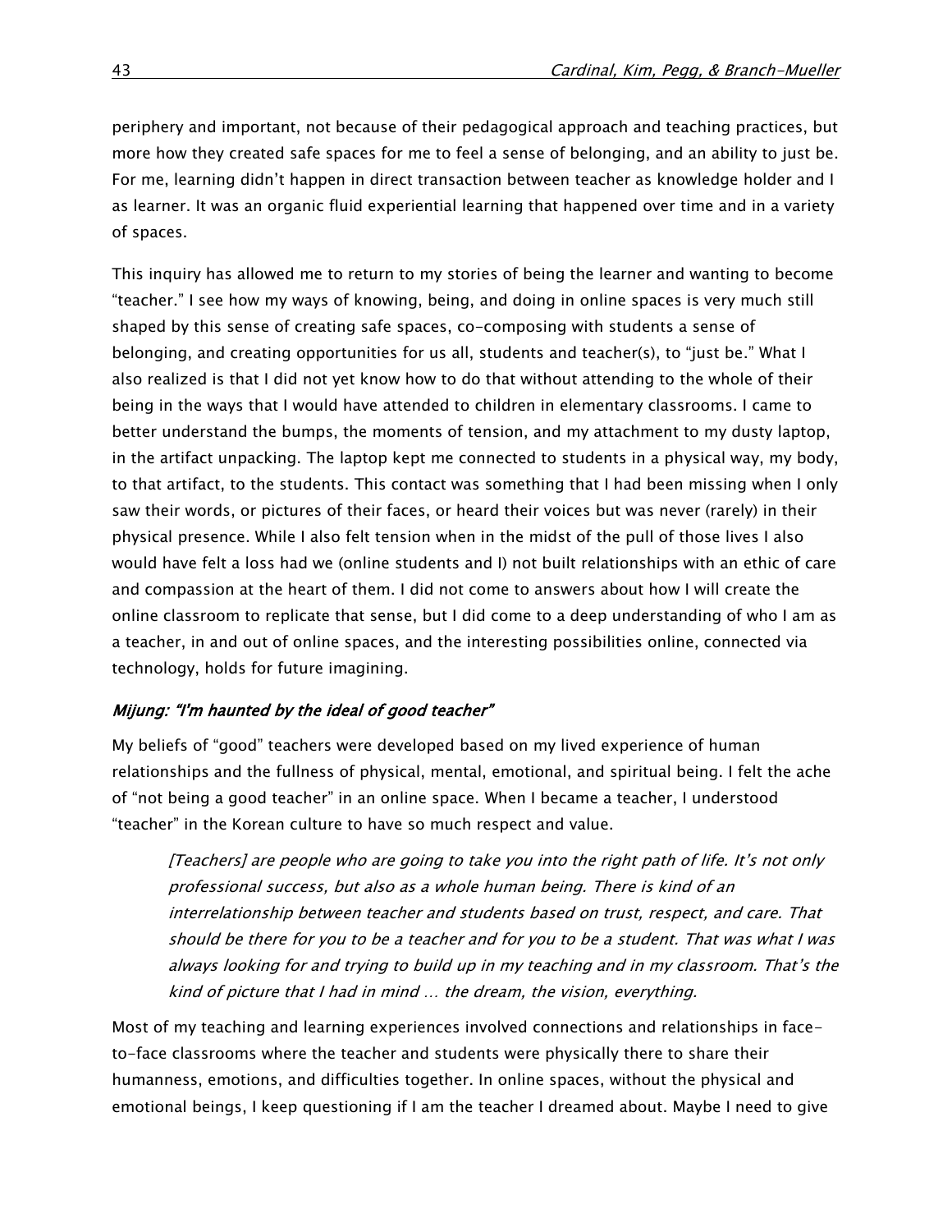periphery and important, not because of their pedagogical approach and teaching practices, but more how they created safe spaces for me to feel a sense of belonging, and an ability to just be. For me, learning didn't happen in direct transaction between teacher as knowledge holder and I as learner. It was an organic fluid experiential learning that happened over time and in a variety of spaces.

This inquiry has allowed me to return to my stories of being the learner and wanting to become "teacher." I see how my ways of knowing, being, and doing in online spaces is very much still shaped by this sense of creating safe spaces, co-composing with students a sense of belonging, and creating opportunities for us all, students and teacher(s), to "just be." What I also realized is that I did not yet know how to do that without attending to the whole of their being in the ways that I would have attended to children in elementary classrooms. I came to better understand the bumps, the moments of tension, and my attachment to my dusty laptop, in the artifact unpacking. The laptop kept me connected to students in a physical way, my body, to that artifact, to the students. This contact was something that I had been missing when I only saw their words, or pictures of their faces, or heard their voices but was never (rarely) in their physical presence. While I also felt tension when in the midst of the pull of those lives I also would have felt a loss had we (online students and I) not built relationships with an ethic of care and compassion at the heart of them. I did not come to answers about how I will create the online classroom to replicate that sense, but I did come to a deep understanding of who I am as a teacher, in and out of online spaces, and the interesting possibilities online, connected via technology, holds for future imagining.

### *Mijung: "I'm haunted by the ideal of good teacher"*

My beliefs of "good" teachers were developed based on my lived experience of human relationships and the fullness of physical, mental, emotional, and spiritual being. I felt the ache of "not being a good teacher" in an online space. When I became a teacher, I understood "teacher" in the Korean culture to have so much respect and value.

> *[Teachers] are people who are going to take you into the right path of life. It's not only professional success, but also as a whole human being. There is kind of an interrelationship between teacher and students based on trust, respect, and care. That should be there for you to be a teacher and for you to be a student. That was what I was always looking for and trying to build up in my teaching and in my classroom. That's the kind of picture that I had in mind … the dream, the vision, everything.*

Most of my teaching and learning experiences involved connections and relationships in face-to-face classrooms where the teacher and students were physically there to share their humanness, emotions, and difficulties together. In online spaces, without the physical and emotional beings, I keep questioning if I am the teacher I dreamed about. Maybe I need to give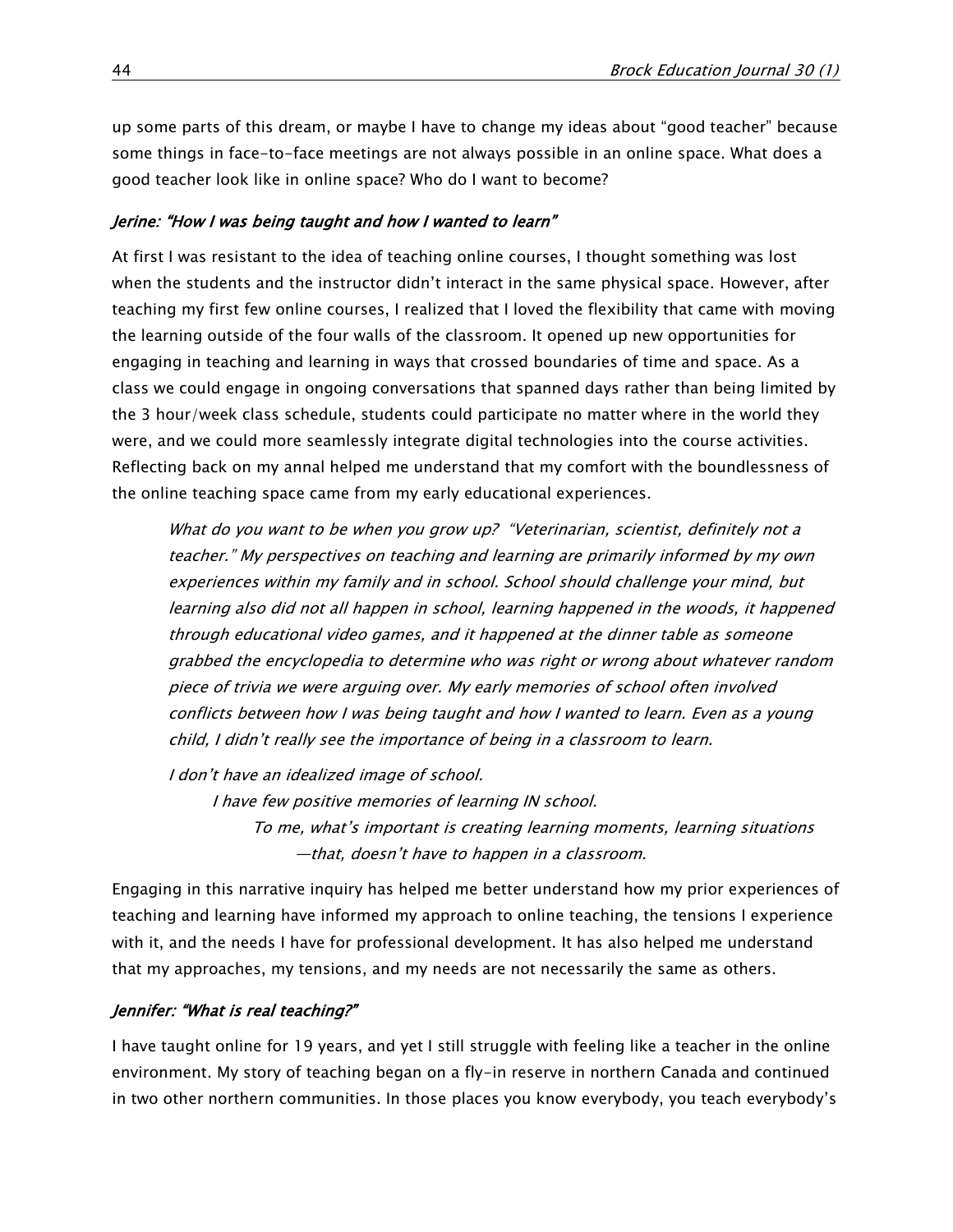up some parts of this dream, or maybe I have to change my ideas about "good teacher" because some things in face-to-face meetings are not always possible in an online space. What does a good teacher look like in online space? Who do I want to become?

#### *Jerine: "How I was being taught and how I wanted to learn"*

At first I was resistant to the idea of teaching online courses, I thought something was lost when the students and the instructor didn't interact in the same physical space. However, after teaching my first few online courses, I realized that I loved the flexibility that came with moving the learning outside of the four walls of the classroom. It opened up new opportunities for engaging in teaching and learning in ways that crossed boundaries of time and space. As a class we could engage in ongoing conversations that spanned days rather than being limited by the 3 hour/week class schedule, students could participate no matter where in the world they were, and we could more seamlessly integrate digital technologies into the course activities. Reflecting back on my annal helped me understand that my comfort with the boundlessness of the online teaching space came from my early educational experiences.

> *What do you want to be when you grow up? "Veterinarian, scientist, definitely not a teacher." My perspectives on teaching and learning are primarily informed by my own experiences within my family and in school. School should challenge your mind, but learning also did not all happen in school, learning happened in the woods, it happened through educational video games, and it happened at the dinner table as someone grabbed the encyclopedia to determine who was right or wrong about whatever random piece of trivia we were arguing over. My early memories of school often involved conflicts between how I was being taught and how I wanted to learn. Even as a young child, I didn't really see the importance of being in a classroom to learn.*
>
> *I don't have an idealized image of school.*
>
> *I have few positive memories of learning IN school.*
>
> *To me, what's important is creating learning moments, learning situations —that, doesn't have to happen in a classroom.*

Engaging in this narrative inquiry has helped me better understand how my prior experiences of teaching and learning have informed my approach to online teaching, the tensions I experience with it, and the needs I have for professional development. It has also helped me understand that my approaches, my tensions, and my needs are not necessarily the same as others.

#### *Jennifer: "What is real teaching?"*

I have taught online for 19 years, and yet I still struggle with feeling like a teacher in the online environment. My story of teaching began on a fly-in reserve in northern Canada and continued in two other northern communities. In those places you know everybody, you teach everybody's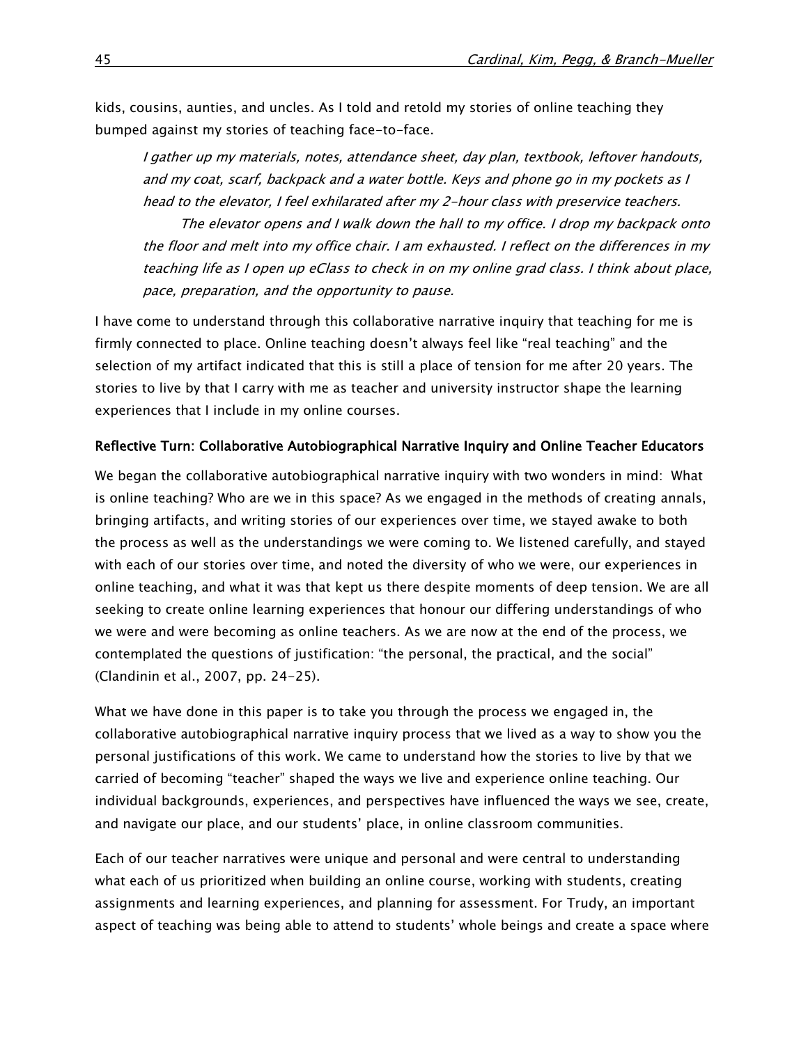kids, cousins, aunties, and uncles. As I told and retold my stories of online teaching they bumped against my stories of teaching face-to-face.

> *I gather up my materials, notes, attendance sheet, day plan, textbook, leftover handouts, and my coat, scarf, backpack and a water bottle. Keys and phone go in my pockets as I head to the elevator, I feel exhilarated after my 2-hour class with preservice teachers.*
>
> *The elevator opens and I walk down the hall to my office. I drop my backpack onto the floor and melt into my office chair. I am exhausted. I reflect on the differences in my teaching life as I open up eClass to check in on my online grad class. I think about place, pace, preparation, and the opportunity to pause.*

I have come to understand through this collaborative narrative inquiry that teaching for me is firmly connected to place. Online teaching doesn't always feel like "real teaching" and the selection of my artifact indicated that this is still a place of tension for me after 20 years. The stories to live by that I carry with me as teacher and university instructor shape the learning experiences that I include in my online courses.

## Reflective Turn: Collaborative Autobiographical Narrative Inquiry and Online Teacher Educators

We began the collaborative autobiographical narrative inquiry with two wonders in mind: What is online teaching? Who are we in this space? As we engaged in the methods of creating annals, bringing artifacts, and writing stories of our experiences over time, we stayed awake to both the process as well as the understandings we were coming to. We listened carefully, and stayed with each of our stories over time, and noted the diversity of who we were, our experiences in online teaching, and what it was that kept us there despite moments of deep tension. We are all seeking to create online learning experiences that honour our differing understandings of who we were and were becoming as online teachers. As we are now at the end of the process, we contemplated the questions of justification: "the personal, the practical, and the social" (Clandinin et al., 2007, pp. 24-25).

What we have done in this paper is to take you through the process we engaged in, the collaborative autobiographical narrative inquiry process that we lived as a way to show you the personal justifications of this work. We came to understand how the stories to live by that we carried of becoming "teacher" shaped the ways we live and experience online teaching. Our individual backgrounds, experiences, and perspectives have influenced the ways we see, create, and navigate our place, and our students' place, in online classroom communities.

Each of our teacher narratives were unique and personal and were central to understanding what each of us prioritized when building an online course, working with students, creating assignments and learning experiences, and planning for assessment. For Trudy, an important aspect of teaching was being able to attend to students' whole beings and create a space where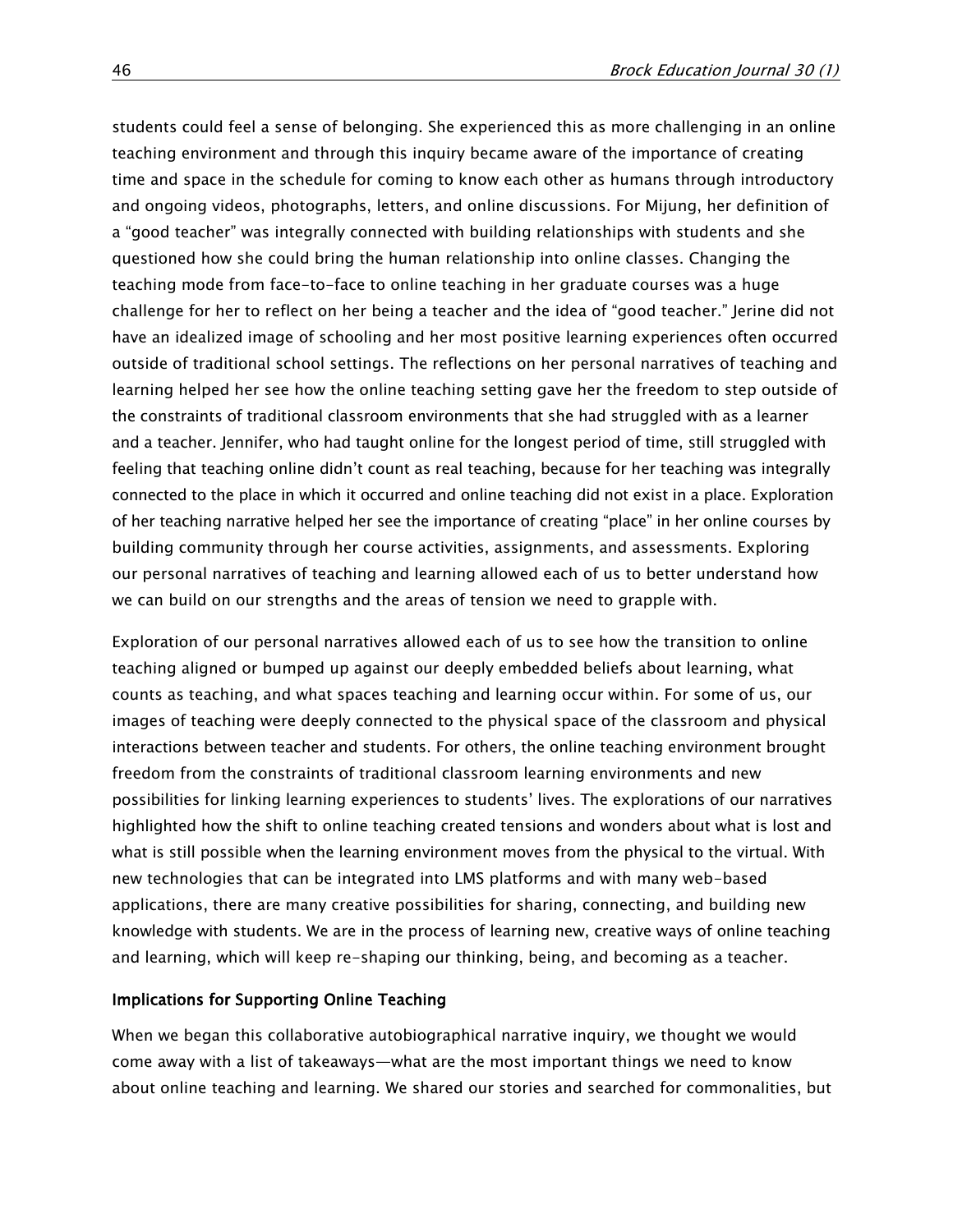students could feel a sense of belonging. She experienced this as more challenging in an online teaching environment and through this inquiry became aware of the importance of creating time and space in the schedule for coming to know each other as humans through introductory and ongoing videos, photographs, letters, and online discussions. For Mijung, her definition of a "good teacher" was integrally connected with building relationships with students and she questioned how she could bring the human relationship into online classes. Changing the teaching mode from face-to-face to online teaching in her graduate courses was a huge challenge for her to reflect on her being a teacher and the idea of "good teacher." Jerine did not have an idealized image of schooling and her most positive learning experiences often occurred outside of traditional school settings. The reflections on her personal narratives of teaching and learning helped her see how the online teaching setting gave her the freedom to step outside of the constraints of traditional classroom environments that she had struggled with as a learner and a teacher. Jennifer, who had taught online for the longest period of time, still struggled with feeling that teaching online didn't count as real teaching, because for her teaching was integrally connected to the place in which it occurred and online teaching did not exist in a place. Exploration of her teaching narrative helped her see the importance of creating "place" in her online courses by building community through her course activities, assignments, and assessments. Exploring our personal narratives of teaching and learning allowed each of us to better understand how we can build on our strengths and the areas of tension we need to grapple with.

Exploration of our personal narratives allowed each of us to see how the transition to online teaching aligned or bumped up against our deeply embedded beliefs about learning, what counts as teaching, and what spaces teaching and learning occur within. For some of us, our images of teaching were deeply connected to the physical space of the classroom and physical interactions between teacher and students. For others, the online teaching environment brought freedom from the constraints of traditional classroom learning environments and new possibilities for linking learning experiences to students' lives. The explorations of our narratives highlighted how the shift to online teaching created tensions and wonders about what is lost and what is still possible when the learning environment moves from the physical to the virtual. With new technologies that can be integrated into LMS platforms and with many web-based applications, there are many creative possibilities for sharing, connecting, and building new knowledge with students. We are in the process of learning new, creative ways of online teaching and learning, which will keep re-shaping our thinking, being, and becoming as a teacher.

### Implications for Supporting Online Teaching

When we began this collaborative autobiographical narrative inquiry, we thought we would come away with a list of takeaways—what are the most important things we need to know about online teaching and learning. We shared our stories and searched for commonalities, but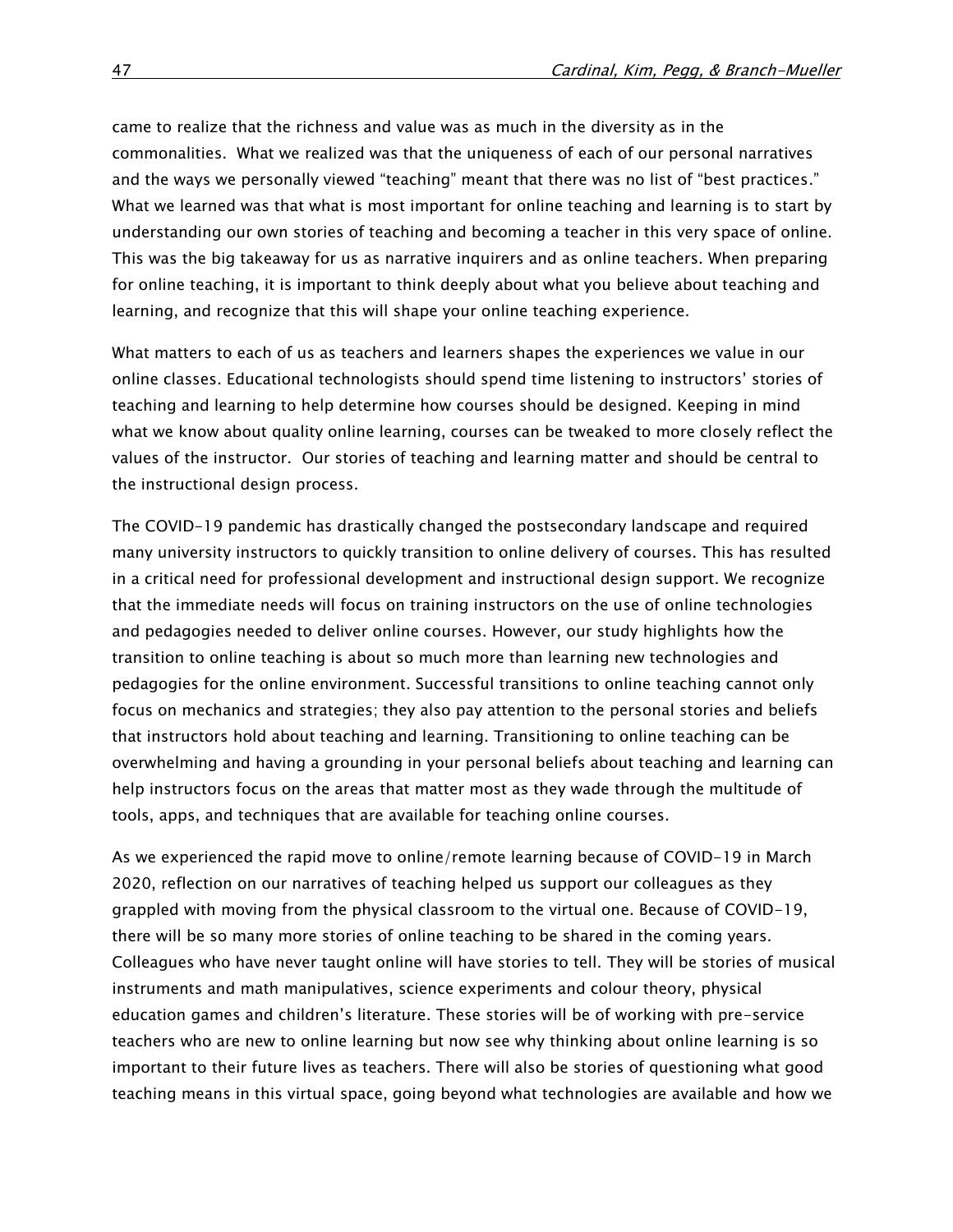came to realize that the richness and value was as much in the diversity as in the commonalities. What we realized was that the uniqueness of each of our personal narratives and the ways we personally viewed "teaching" meant that there was no list of "best practices." What we learned was that what is most important for online teaching and learning is to start by understanding our own stories of teaching and becoming a teacher in this very space of online. This was the big takeaway for us as narrative inquirers and as online teachers. When preparing for online teaching, it is important to think deeply about what you believe about teaching and learning, and recognize that this will shape your online teaching experience.

What matters to each of us as teachers and learners shapes the experiences we value in our online classes. Educational technologists should spend time listening to instructors' stories of teaching and learning to help determine how courses should be designed. Keeping in mind what we know about quality online learning, courses can be tweaked to more closely reflect the values of the instructor. Our stories of teaching and learning matter and should be central to the instructional design process.

The COVID-19 pandemic has drastically changed the postsecondary landscape and required many university instructors to quickly transition to online delivery of courses. This has resulted in a critical need for professional development and instructional design support. We recognize that the immediate needs will focus on training instructors on the use of online technologies and pedagogies needed to deliver online courses. However, our study highlights how the transition to online teaching is about so much more than learning new technologies and pedagogies for the online environment. Successful transitions to online teaching cannot only focus on mechanics and strategies; they also pay attention to the personal stories and beliefs that instructors hold about teaching and learning. Transitioning to online teaching can be overwhelming and having a grounding in your personal beliefs about teaching and learning can help instructors focus on the areas that matter most as they wade through the multitude of tools, apps, and techniques that are available for teaching online courses.

As we experienced the rapid move to online/remote learning because of COVID-19 in March 2020, reflection on our narratives of teaching helped us support our colleagues as they grappled with moving from the physical classroom to the virtual one. Because of COVID-19, there will be so many more stories of online teaching to be shared in the coming years. Colleagues who have never taught online will have stories to tell. They will be stories of musical instruments and math manipulatives, science experiments and colour theory, physical education games and children's literature. These stories will be of working with pre-service teachers who are new to online learning but now see why thinking about online learning is so important to their future lives as teachers. There will also be stories of questioning what good teaching means in this virtual space, going beyond what technologies are available and how we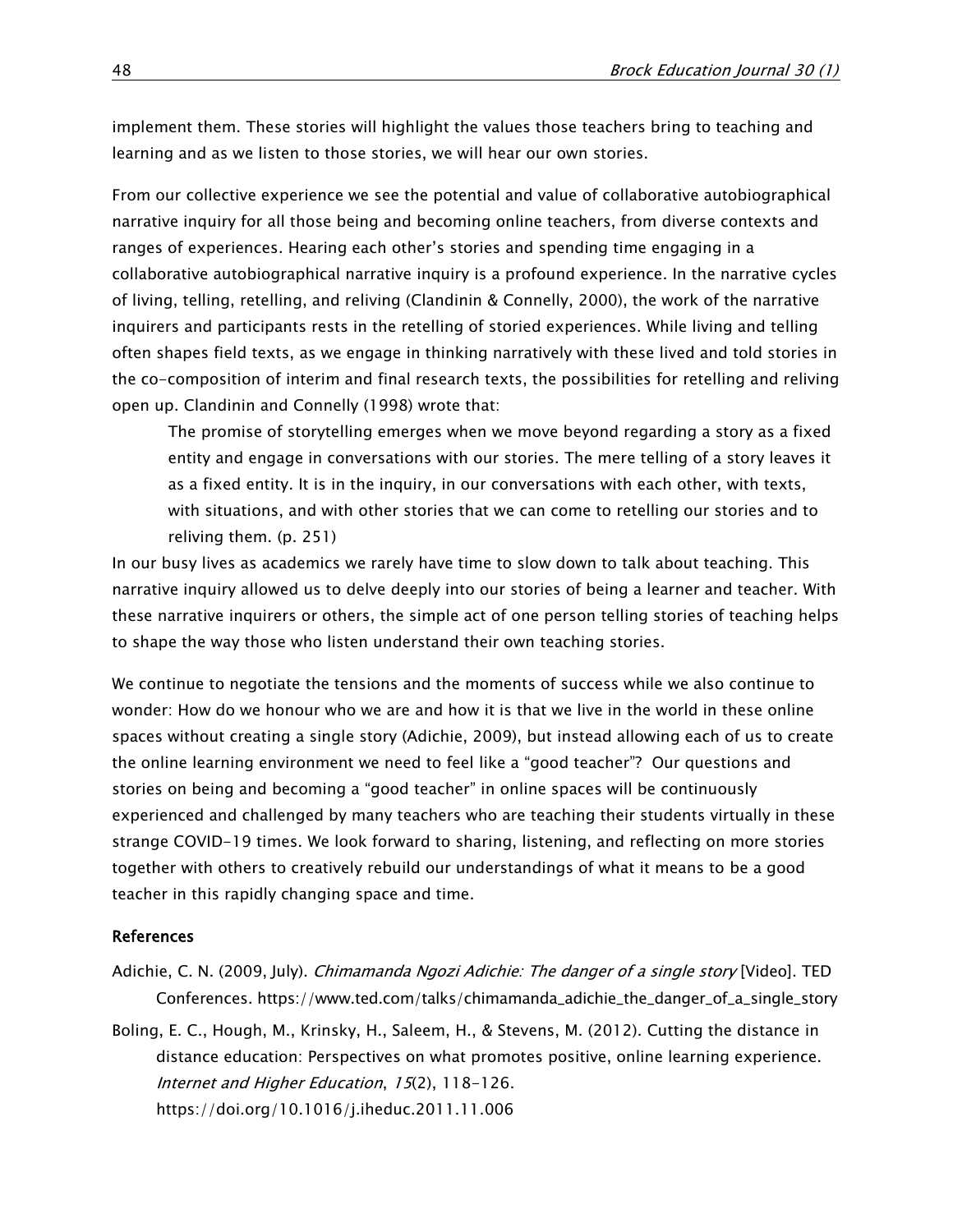implement them. These stories will highlight the values those teachers bring to teaching and learning and as we listen to those stories, we will hear our own stories.

From our collective experience we see the potential and value of collaborative autobiographical narrative inquiry for all those being and becoming online teachers, from diverse contexts and ranges of experiences. Hearing each other's stories and spending time engaging in a collaborative autobiographical narrative inquiry is a profound experience. In the narrative cycles of living, telling, retelling, and reliving (Clandinin & Connelly, 2000), the work of the narrative inquirers and participants rests in the retelling of storied experiences. While living and telling often shapes field texts, as we engage in thinking narratively with these lived and told stories in the co-composition of interim and final research texts, the possibilities for retelling and reliving open up. Clandinin and Connelly (1998) wrote that:

> The promise of storytelling emerges when we move beyond regarding a story as a fixed entity and engage in conversations with our stories. The mere telling of a story leaves it as a fixed entity. It is in the inquiry, in our conversations with each other, with texts, with situations, and with other stories that we can come to retelling our stories and to reliving them. (p. 251)

In our busy lives as academics we rarely have time to slow down to talk about teaching. This narrative inquiry allowed us to delve deeply into our stories of being a learner and teacher. With these narrative inquirers or others, the simple act of one person telling stories of teaching helps to shape the way those who listen understand their own teaching stories.

We continue to negotiate the tensions and the moments of success while we also continue to wonder: How do we honour who we are and how it is that we live in the world in these online spaces without creating a single story (Adichie, 2009), but instead allowing each of us to create the online learning environment we need to feel like a "good teacher"? Our questions and stories on being and becoming a "good teacher" in online spaces will be continuously experienced and challenged by many teachers who are teaching their students virtually in these strange COVID-19 times. We look forward to sharing, listening, and reflecting on more stories together with others to creatively rebuild our understandings of what it means to be a good teacher in this rapidly changing space and time.

## References

Adichie, C. N. (2009, July). *Chimamanda Ngozi Adichie: The danger of a single story* [Video]. TED Conferences. https://www.ted.com/talks/chimamanda_adichie_the_danger_of_a_single_story

Boling, E. C., Hough, M., Krinsky, H., Saleem, H., & Stevens, M. (2012). Cutting the distance in distance education: Perspectives on what promotes positive, online learning experience. *Internet and Higher Education*, *15*(2), 118–126. https://doi.org/10.1016/j.iheduc.2011.11.006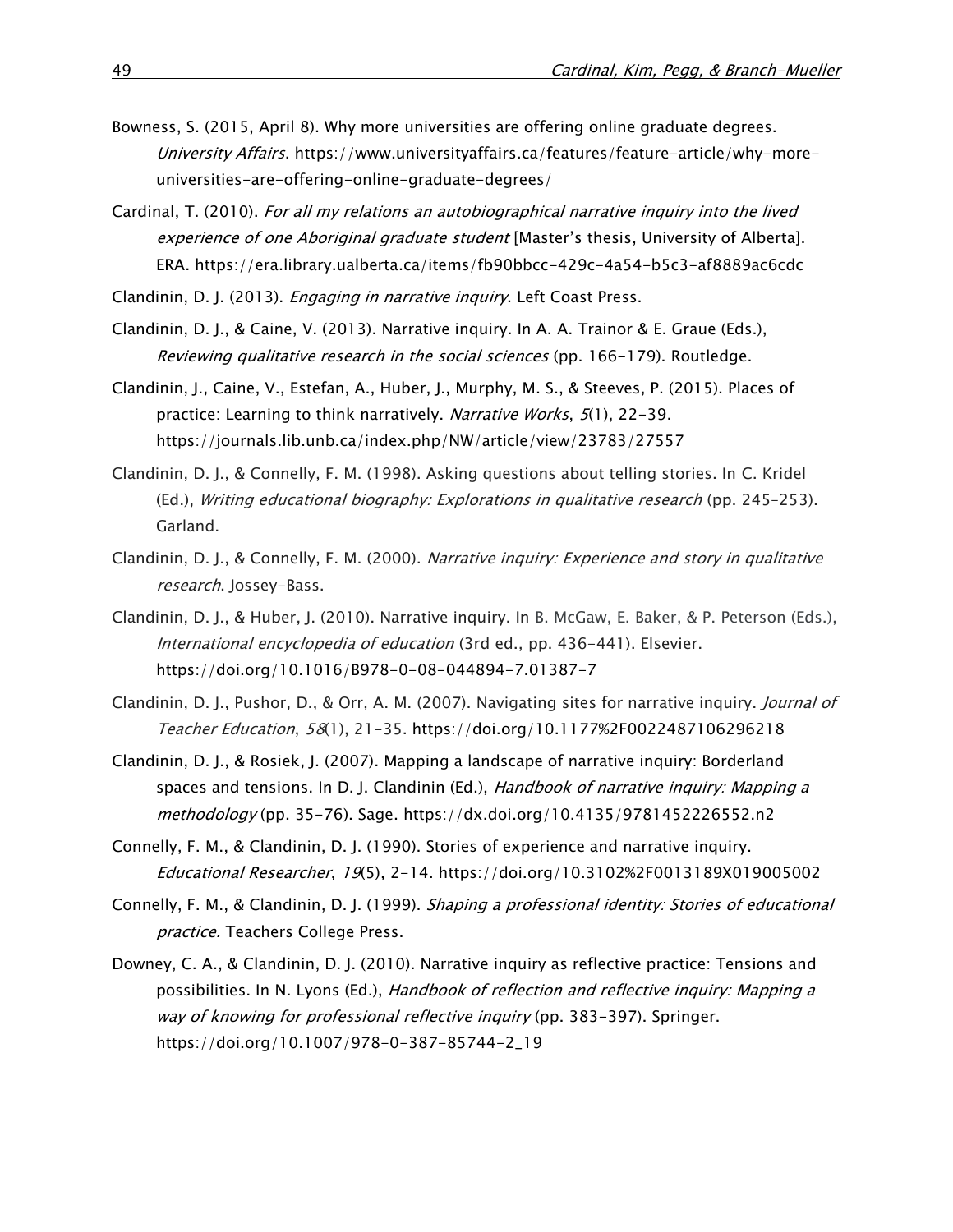Bowness, S. (2015, April 8). Why more universities are offering online graduate degrees. *University Affairs*. https://www.universityaffairs.ca/features/feature-article/why-more-universities-are-offering-online-graduate-degrees/

Cardinal, T. (2010). *For all my relations an autobiographical narrative inquiry into the lived experience of one Aboriginal graduate student* [Master's thesis, University of Alberta]. ERA. https://era.library.ualberta.ca/items/fb90bbcc-429c-4a54-b5c3-af8889ac6cdc

Clandinin, D. J. (2013). *Engaging in narrative inquiry*. Left Coast Press.

Clandinin, D. J., & Caine, V. (2013). Narrative inquiry. In A. A. Trainor & E. Graue (Eds.), *Reviewing qualitative research in the social sciences* (pp. 166-179). Routledge.

Clandinin, J., Caine, V., Estefan, A., Huber, J., Murphy, M. S., & Steeves, P. (2015). Places of practice: Learning to think narratively. *Narrative Works*, *5*(1), 22-39. https://journals.lib.unb.ca/index.php/NW/article/view/23783/27557

Clandinin, D. J., & Connelly, F. M. (1998). Asking questions about telling stories. In C. Kridel (Ed.), *Writing educational biography: Explorations in qualitative research* (pp. 245–253). Garland.

Clandinin, D. J., & Connelly, F. M. (2000). *Narrative inquiry: Experience and story in qualitative research*. Jossey-Bass.

Clandinin, D. J., & Huber, J. (2010). Narrative inquiry. In B. McGaw, E. Baker, & P. Peterson (Eds.), *International encyclopedia of education* (3rd ed., pp. 436-441). Elsevier. https://doi.org/10.1016/B978-0-08-044894-7.01387-7

Clandinin, D. J., Pushor, D., & Orr, A. M. (2007). Navigating sites for narrative inquiry. *Journal of Teacher Education*, *58*(1), 21-35. https://doi.org/10.1177%2F0022487106296218

Clandinin, D. J., & Rosiek, J. (2007). Mapping a landscape of narrative inquiry: Borderland spaces and tensions. In D. J. Clandinin (Ed.), *Handbook of narrative inquiry: Mapping a methodology* (pp. 35-76). Sage. https://dx.doi.org/10.4135/9781452226552.n2

Connelly, F. M., & Clandinin, D. J. (1990). Stories of experience and narrative inquiry. *Educational Researcher*, *19*(5), 2-14. https://doi.org/10.3102%2F0013189X019005002

Connelly, F. M., & Clandinin, D. J. (1999). *Shaping a professional identity: Stories of educational practice.* Teachers College Press.

Downey, C. A., & Clandinin, D. J. (2010). Narrative inquiry as reflective practice: Tensions and possibilities. In N. Lyons (Ed.), *Handbook of reflection and reflective inquiry: Mapping a way of knowing for professional reflective inquiry* (pp. 383-397). Springer. https://doi.org/10.1007/978-0-387-85744-2_19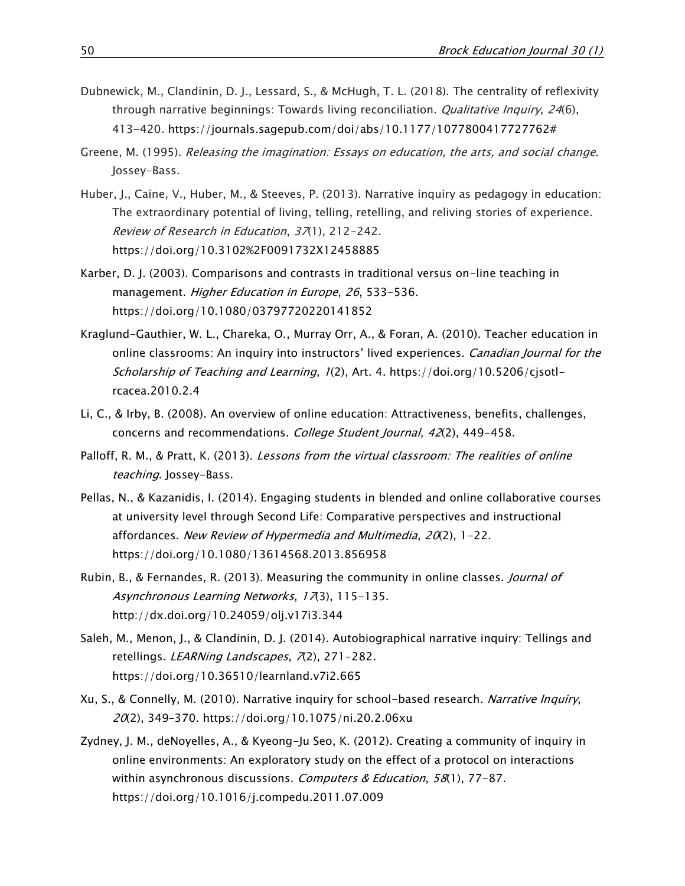Dubnewick, M., Clandinin, D. J., Lessard, S., & McHugh, T. L. (2018). The centrality of reflexivity through narrative beginnings: Towards living reconciliation. *Qualitative Inquiry*, *24*(6), 413–420. https://journals.sagepub.com/doi/abs/10.1177/1077800417727762#

Greene, M. (1995). *Releasing the imagination: Essays on education, the arts, and social change*. Jossey-Bass.

Huber, J., Caine, V., Huber, M., & Steeves, P. (2013). Narrative inquiry as pedagogy in education: The extraordinary potential of living, telling, retelling, and reliving stories of experience. *Review of Research in Education*, *37*(1), 212–242. https://doi.org/10.3102%2F0091732X12458885

Karber, D. J. (2003). Comparisons and contrasts in traditional versus on-line teaching in management. *Higher Education in Europe*, *26*, 533–536. https://doi.org/10.1080/03797720220141852

Kraglund-Gauthier, W. L., Chareka, O., Murray Orr, A., & Foran, A. (2010). Teacher education in online classrooms: An inquiry into instructors' lived experiences. *Canadian Journal for the Scholarship of Teaching and Learning*, *1*(2), Art. 4. https://doi.org/10.5206/cjsotl-rcacea.2010.2.4

Li, C., & Irby, B. (2008). An overview of online education: Attractiveness, benefits, challenges, concerns and recommendations. *College Student Journal*, *42*(2), 449–458.

Palloff, R. M., & Pratt, K. (2013). *Lessons from the virtual classroom: The realities of online teaching*. Jossey-Bass.

Pellas, N., & Kazanidis, I. (2014). Engaging students in blended and online collaborative courses at university level through Second Life: Comparative perspectives and instructional affordances. *New Review of Hypermedia and Multimedia*, *20*(2), 1–22. https://doi.org/10.1080/13614568.2013.856958

Rubin, B., & Fernandes, R. (2013). Measuring the community in online classes. *Journal of Asynchronous Learning Networks*, *17*(3), 115–135. http://dx.doi.org/10.24059/olj.v17i3.344

Saleh, M., Menon, J., & Clandinin, D. J. (2014). Autobiographical narrative inquiry: Tellings and retellings. *LEARNing Landscapes*, *7*(2), 271–282. https://doi.org/10.36510/learnland.v7i2.665

Xu, S., & Connelly, M. (2010). Narrative inquiry for school-based research. *Narrative Inquiry*, *20*(2), 349–370. https://doi.org/10.1075/ni.20.2.06xu

Zydney, J. M., deNoyelles, A., & Kyeong-Ju Seo, K. (2012). Creating a community of inquiry in online environments: An exploratory study on the effect of a protocol on interactions within asynchronous discussions. *Computers & Education*, *58*(1), 77–87. https://doi.org/10.1016/j.compedu.2011.07.009